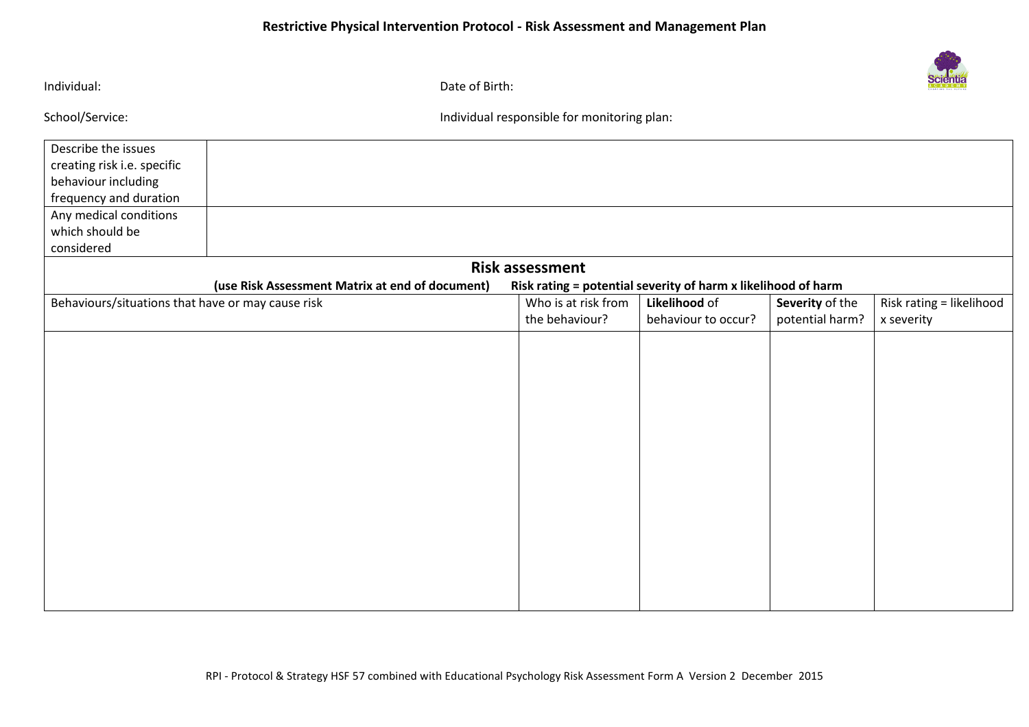# Restrictive Physical Intervention Protocol - Risk Assessment and Management Plan

Individual:

Date of Birth:

School/Service:

Individual responsible for monitoring plan:

| | |
|---|---|
| Describe the issues creating risk i.e. specific behaviour including frequency and duration | |
| Any medical conditions which should be considered | |

## Risk assessment

**(use Risk Assessment Matrix at end of document)** **Risk rating = potential severity of harm x likelihood of harm**

| Behaviours/situations that have or may cause risk | Who is at risk from the behaviour? | **Likelihood** of behaviour to occur? | **Severity** of the potential harm? | Risk rating = likelihood x severity |
|---|---|---|---|---|
| | | | | |

RPI - Protocol & Strategy HSF 57 combined with Educational Psychology Risk Assessment Form A Version 2 December 2015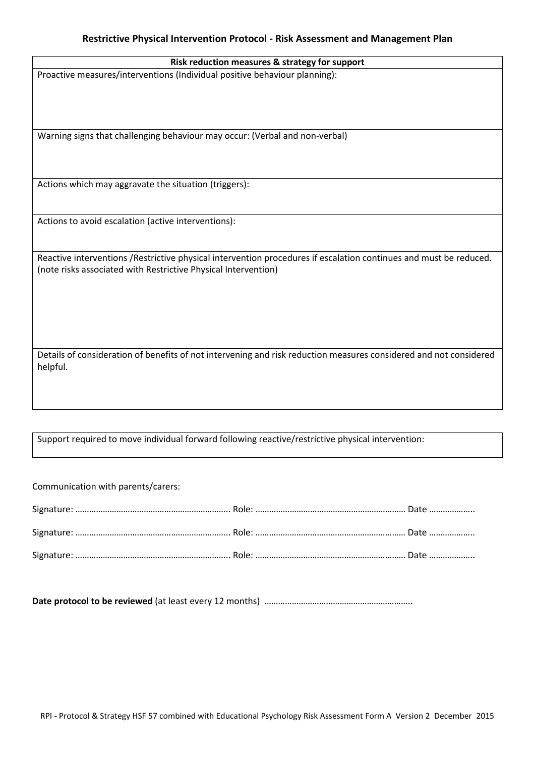### Restrictive Physical Intervention Protocol - Risk Assessment and Management Plan

| **Risk reduction measures & strategy for support** |
|---|
| Proactive measures/interventions (Individual positive behaviour planning): |
| Warning signs that challenging behaviour may occur: (Verbal and non-verbal) |
| Actions which may aggravate the situation (triggers): |
| Actions to avoid escalation (active interventions): |
| Reactive interventions /Restrictive physical intervention procedures if escalation continues and must be reduced. (note risks associated with Restrictive Physical Intervention) |
| Details of consideration of benefits of not intervening and risk reduction measures considered and not considered helpful. |

| |
|---|
| Support required to move individual forward following reactive/restrictive physical intervention: |

Communication with parents/carers:

Signature: ………………………………………………………….. Role: ………………………………………………………… Date ………………..

Signature: ………………………………………………………….. Role: ………………………………………………………… Date ………………..

Signature: ………………………………………………………….. Role: ………………………………………………………… Date ………………..

**Date protocol to be reviewed** (at least every 12 months) ………………………………………………………..

RPI - Protocol & Strategy HSF 57 combined with Educational Psychology Risk Assessment Form A Version 2 December 2015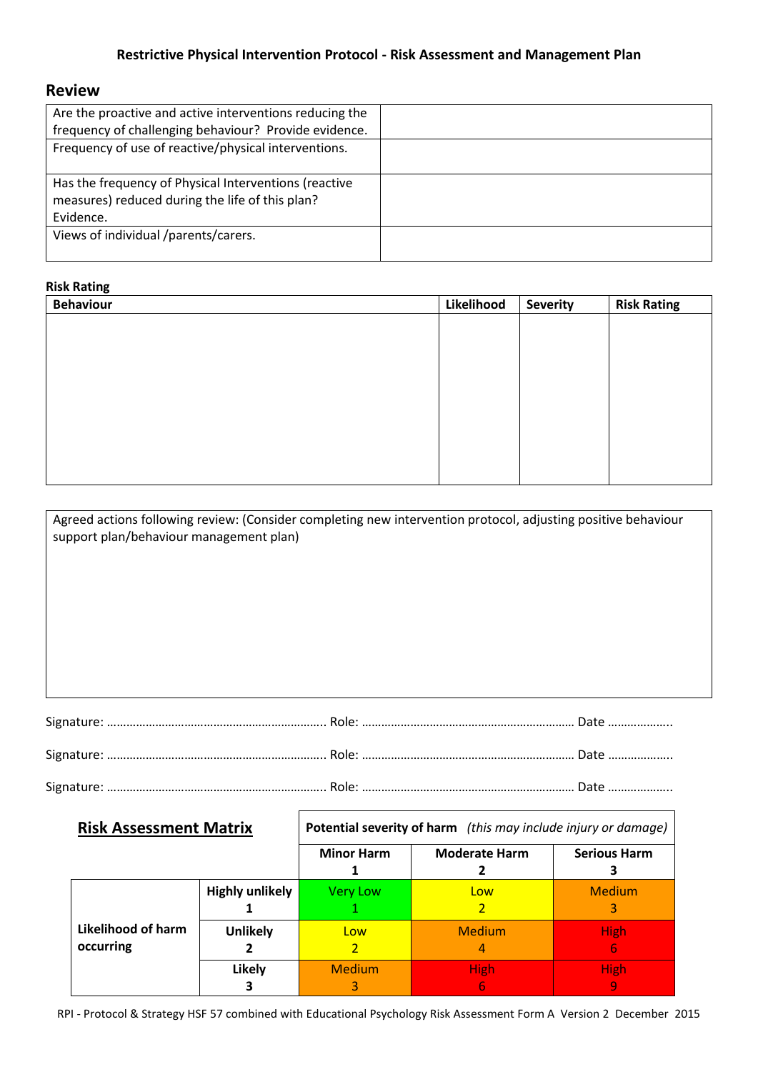**Restrictive Physical Intervention Protocol - Risk Assessment and Management Plan**

## Review

| | |
|---|---|
| Are the proactive and active interventions reducing the frequency of challenging behaviour? Provide evidence. | |
| Frequency of use of reactive/physical interventions. | |
| Has the frequency of Physical Interventions (reactive measures) reduced during the life of this plan? Evidence. | |
| Views of individual /parents/carers. | |

**Risk Rating**

| Behaviour | Likelihood | Severity | Risk Rating |
|---|---|---|---|
| | | | |

| Agreed actions following review: (Consider completing new intervention protocol, adjusting positive behaviour support plan/behaviour management plan) |
|---|
| |

Signature: ………………………………………………………….. Role: ………………………………………………………… Date ………………..

Signature: ………………………………………………………….. Role: ………………………………………………………… Date ………………..

Signature: ………………………………………………………….. Role: ………………………………………………………… Date ………………..

| **Risk Assessment Matrix** | | **Potential severity of harm** *(this may include injury or damage)* | | |
|---|---|---|---|---|
| | | **Minor Harm 1** | **Moderate Harm 2** | **Serious Harm 3** |
| **Likelihood of harm occurring** | **Highly unlikely 1** | Very Low 1 | Low 2 | Medium 3 |
| | **Unlikely 2** | Low 2 | Medium 4 | High 6 |
| | **Likely 3** | Medium 3 | High 6 | High 9 |

RPI - Protocol & Strategy HSF 57 combined with Educational Psychology Risk Assessment Form A Version 2 December 2015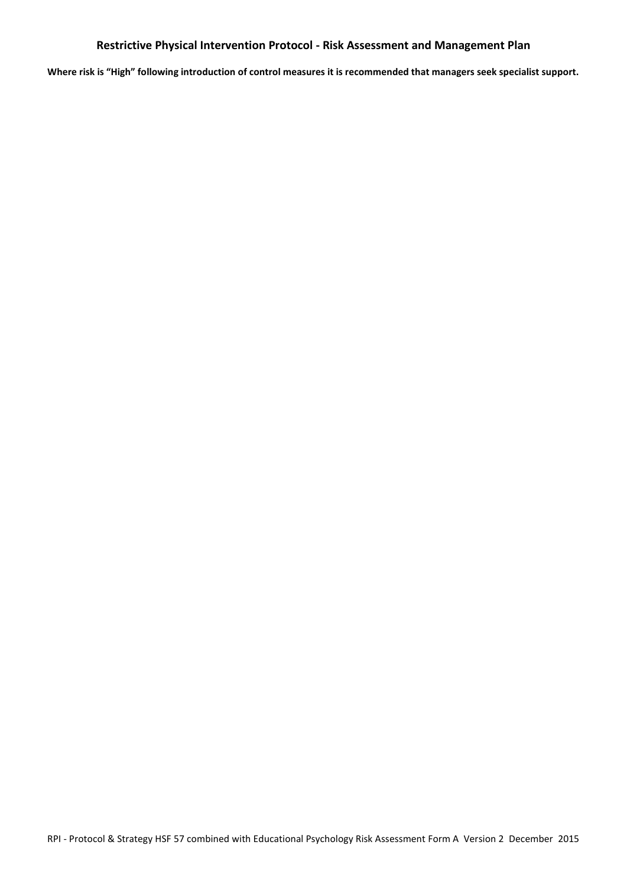## Restrictive Physical Intervention Protocol - Risk Assessment and Management Plan

**Where risk is "High" following introduction of control measures it is recommended that managers seek specialist support.**

RPI - Protocol & Strategy HSF 57 combined with Educational Psychology Risk Assessment Form A Version 2 December 2015